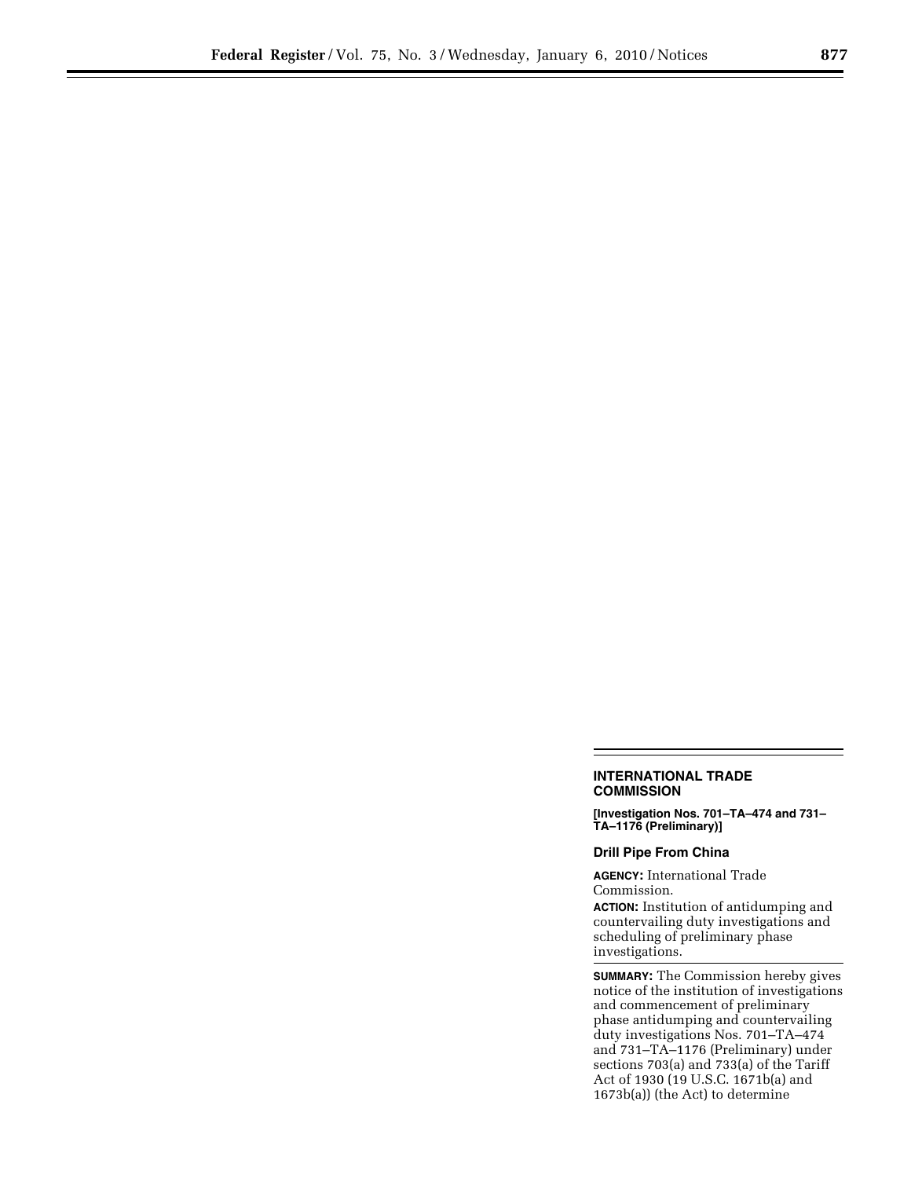## INTERNATIONAL TRADE COMMISSION

**[Investigation Nos. 701–TA–474 and 731–TA–1176 (Preliminary)]**

### Drill Pipe From China

**AGENCY:** International Trade Commission.

**ACTION:** Institution of antidumping and countervailing duty investigations and scheduling of preliminary phase investigations.

**SUMMARY:** The Commission hereby gives notice of the institution of investigations and commencement of preliminary phase antidumping and countervailing duty investigations Nos. 701–TA–474 and 731–TA–1176 (Preliminary) under sections 703(a) and 733(a) of the Tariff Act of 1930 (19 U.S.C. 1671b(a) and 1673b(a)) (the Act) to determine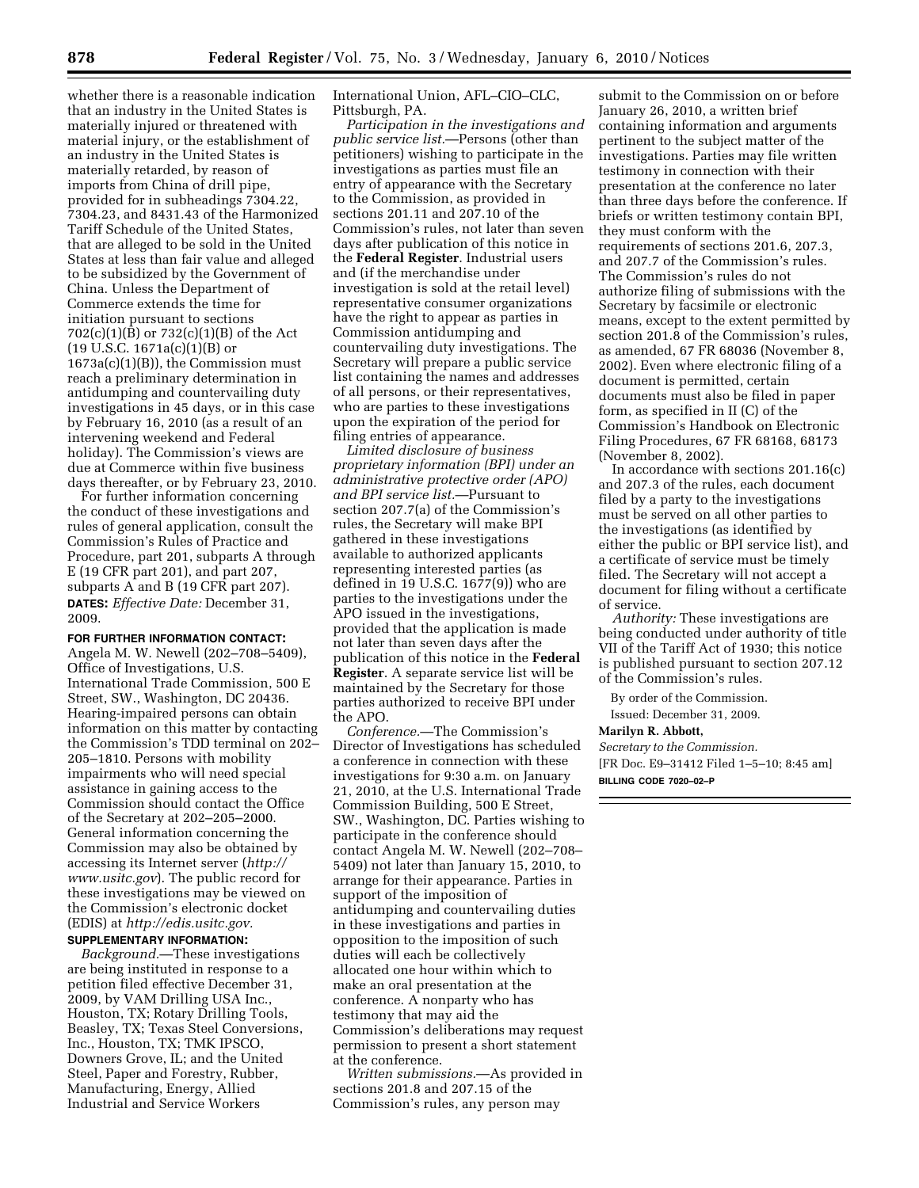whether there is a reasonable indication that an industry in the United States is materially injured or threatened with material injury, or the establishment of an industry in the United States is materially retarded, by reason of imports from China of drill pipe, provided for in subheadings 7304.22, 7304.23, and 8431.43 of the Harmonized Tariff Schedule of the United States, that are alleged to be sold in the United States at less than fair value and alleged to be subsidized by the Government of China. Unless the Department of Commerce extends the time for initiation pursuant to sections 702(c)(1)(B) or 732(c)(1)(B) of the Act (19 U.S.C. 1671a(c)(1)(B) or 1673a(c)(1)(B)), the Commission must reach a preliminary determination in antidumping and countervailing duty investigations in 45 days, or in this case by February 16, 2010 (as a result of an intervening weekend and Federal holiday). The Commission's views are due at Commerce within five business days thereafter, or by February 23, 2010.

For further information concerning the conduct of these investigations and rules of general application, consult the Commission's Rules of Practice and Procedure, part 201, subparts A through E (19 CFR part 201), and part 207, subparts A and B (19 CFR part 207).

**DATES:** *Effective Date:* December 31, 2009.

**FOR FURTHER INFORMATION CONTACT:** Angela M. W. Newell (202–708–5409), Office of Investigations, U.S. International Trade Commission, 500 E Street, SW., Washington, DC 20436. Hearing-impaired persons can obtain information on this matter by contacting the Commission's TDD terminal on 202–205–1810. Persons with mobility impairments who will need special assistance in gaining access to the Commission should contact the Office of the Secretary at 202–205–2000. General information concerning the Commission may also be obtained by accessing its Internet server (*http://www.usitc.gov*). The public record for these investigations may be viewed on the Commission's electronic docket (EDIS) at *http://edis.usitc.gov.*

**SUPPLEMENTARY INFORMATION:**

*Background.*—These investigations are being instituted in response to a petition filed effective December 31, 2009, by VAM Drilling USA Inc., Houston, TX; Rotary Drilling Tools, Beasley, TX; Texas Steel Conversions, Inc., Houston, TX; TMK IPSCO, Downers Grove, IL; and the United Steel, Paper and Forestry, Rubber, Manufacturing, Energy, Allied Industrial and Service Workers International Union, AFL–CIO–CLC, Pittsburgh, PA.

*Participation in the investigations and public service list.*—Persons (other than petitioners) wishing to participate in the investigations as parties must file an entry of appearance with the Secretary to the Commission, as provided in sections 201.11 and 207.10 of the Commission's rules, not later than seven days after publication of this notice in the **Federal Register**. Industrial users and (if the merchandise under investigation is sold at the retail level) representative consumer organizations have the right to appear as parties in Commission antidumping and countervailing duty investigations. The Secretary will prepare a public service list containing the names and addresses of all persons, or their representatives, who are parties to these investigations upon the expiration of the period for filing entries of appearance.

*Limited disclosure of business proprietary information (BPI) under an administrative protective order (APO) and BPI service list.*—Pursuant to section 207.7(a) of the Commission's rules, the Secretary will make BPI gathered in these investigations available to authorized applicants representing interested parties (as defined in 19 U.S.C. 1677(9)) who are parties to the investigations under the APO issued in the investigations, provided that the application is made not later than seven days after the publication of this notice in the **Federal Register**. A separate service list will be maintained by the Secretary for those parties authorized to receive BPI under the APO.

*Conference.*—The Commission's Director of Investigations has scheduled a conference in connection with these investigations for 9:30 a.m. on January 21, 2010, at the U.S. International Trade Commission Building, 500 E Street, SW., Washington, DC. Parties wishing to participate in the conference should contact Angela M. W. Newell (202–708–5409) not later than January 15, 2010, to arrange for their appearance. Parties in support of the imposition of antidumping and countervailing duties in these investigations and parties in opposition to the imposition of such duties will each be collectively allocated one hour within which to make an oral presentation at the conference. A nonparty who has testimony that may aid the Commission's deliberations may request permission to present a short statement at the conference.

*Written submissions.*—As provided in sections 201.8 and 207.15 of the Commission's rules, any person may submit to the Commission on or before January 26, 2010, a written brief containing information and arguments pertinent to the subject matter of the investigations. Parties may file written testimony in connection with their presentation at the conference no later than three days before the conference. If briefs or written testimony contain BPI, they must conform with the requirements of sections 201.6, 207.3, and 207.7 of the Commission's rules. The Commission's rules do not authorize filing of submissions with the Secretary by facsimile or electronic means, except to the extent permitted by section 201.8 of the Commission's rules, as amended, 67 FR 68036 (November 8, 2002). Even where electronic filing of a document is permitted, certain documents must also be filed in paper form, as specified in II (C) of the Commission's Handbook on Electronic Filing Procedures, 67 FR 68168, 68173 (November 8, 2002).

In accordance with sections 201.16(c) and 207.3 of the rules, each document filed by a party to the investigations must be served on all other parties to the investigations (as identified by either the public or BPI service list), and a certificate of service must be timely filed. The Secretary will not accept a document for filing without a certificate of service.

*Authority:* These investigations are being conducted under authority of title VII of the Tariff Act of 1930; this notice is published pursuant to section 207.12 of the Commission's rules.

By order of the Commission.

Issued: December 31, 2009.

**Marilyn R. Abbott,**

*Secretary to the Commission.*

[FR Doc. E9–31412 Filed 1–5–10; 8:45 am]

**BILLING CODE 7020–02–P**